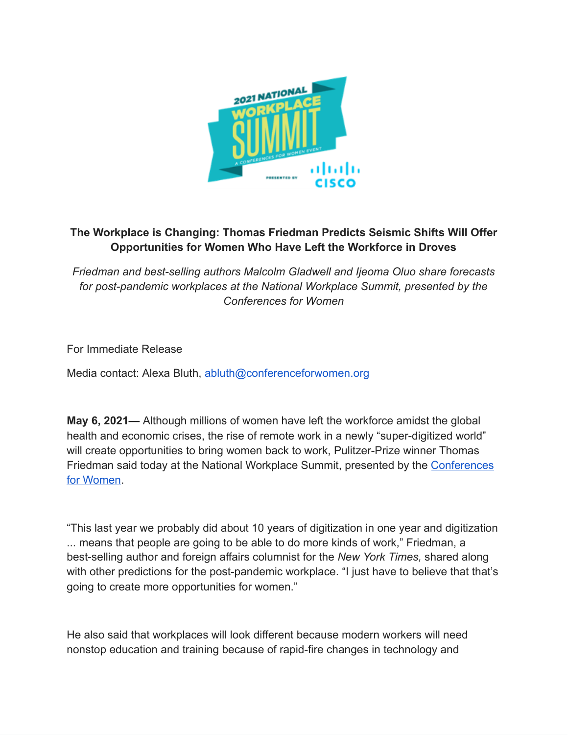**The Workplace is Changing: Thomas Friedman Predicts Seismic Shifts Will Offer Opportunities for Women Who Have Left the Workforce in Droves**

*Friedman and best-selling authors Malcolm Gladwell and Ijeoma Oluo share forecasts for post-pandemic workplaces at the National Workplace Summit, presented by the Conferences for Women*

For Immediate Release

Media contact: Alexa Bluth, abluth@conferenceforwomen.org

**May 6, 2021—** Although millions of women have left the workforce amidst the global health and economic crises, the rise of remote work in a newly "super-digitized world" will create opportunities to bring women back to work, Pulitzer-Prize winner Thomas Friedman said today at the National Workplace Summit, presented by the [Conferences for Women](Conferences for Women).

"This last year we probably did about 10 years of digitization in one year and digitization ... means that people are going to be able to do more kinds of work," Friedman, a best-selling author and foreign affairs columnist for the *New York Times,* shared along with other predictions for the post-pandemic workplace. "I just have to believe that that's going to create more opportunities for women."

He also said that workplaces will look different because modern workers will need nonstop education and training because of rapid-fire changes in technology and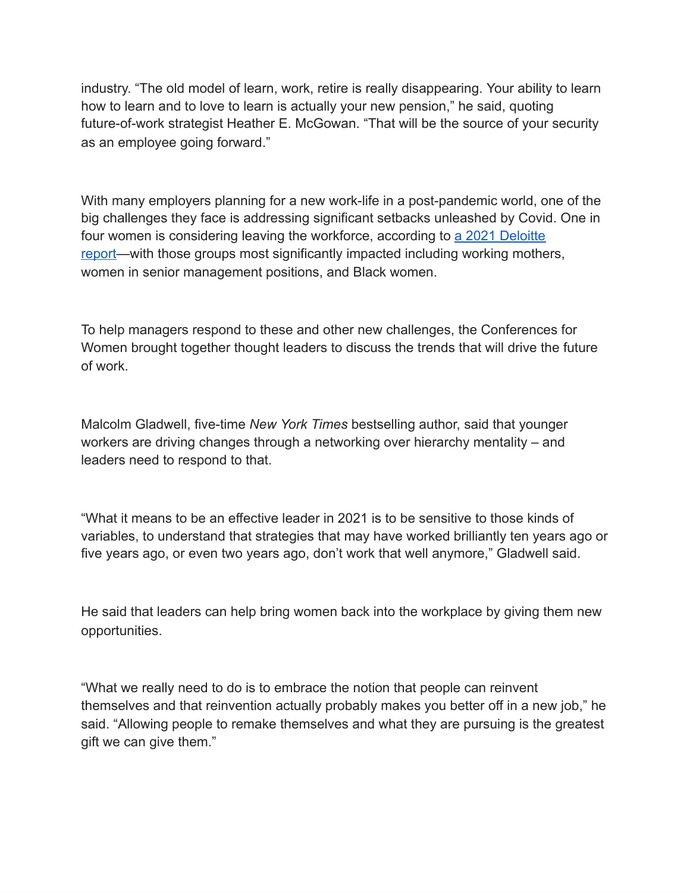industry. "The old model of learn, work, retire is really disappearing. Your ability to learn how to learn and to love to learn is actually your new pension," he said, quoting future-of-work strategist Heather E. McGowan. "That will be the source of your security as an employee going forward."

With many employers planning for a new work-life in a post-pandemic world, one of the big challenges they face is addressing significant setbacks unleashed by Covid. One in four women is considering leaving the workforce, according to [a 2021 Deloitte report](#)—with those groups most significantly impacted including working mothers, women in senior management positions, and Black women.

To help managers respond to these and other new challenges, the Conferences for Women brought together thought leaders to discuss the trends that will drive the future of work.

Malcolm Gladwell, five-time *New York Times* bestselling author, said that younger workers are driving changes through a networking over hierarchy mentality – and leaders need to respond to that.

"What it means to be an effective leader in 2021 is to be sensitive to those kinds of variables, to understand that strategies that may have worked brilliantly ten years ago or five years ago, or even two years ago, don't work that well anymore," Gladwell said.

He said that leaders can help bring women back into the workplace by giving them new opportunities.

"What we really need to do is to embrace the notion that people can reinvent themselves and that reinvention actually probably makes you better off in a new job," he said. "Allowing people to remake themselves and what they are pursuing is the greatest gift we can give them."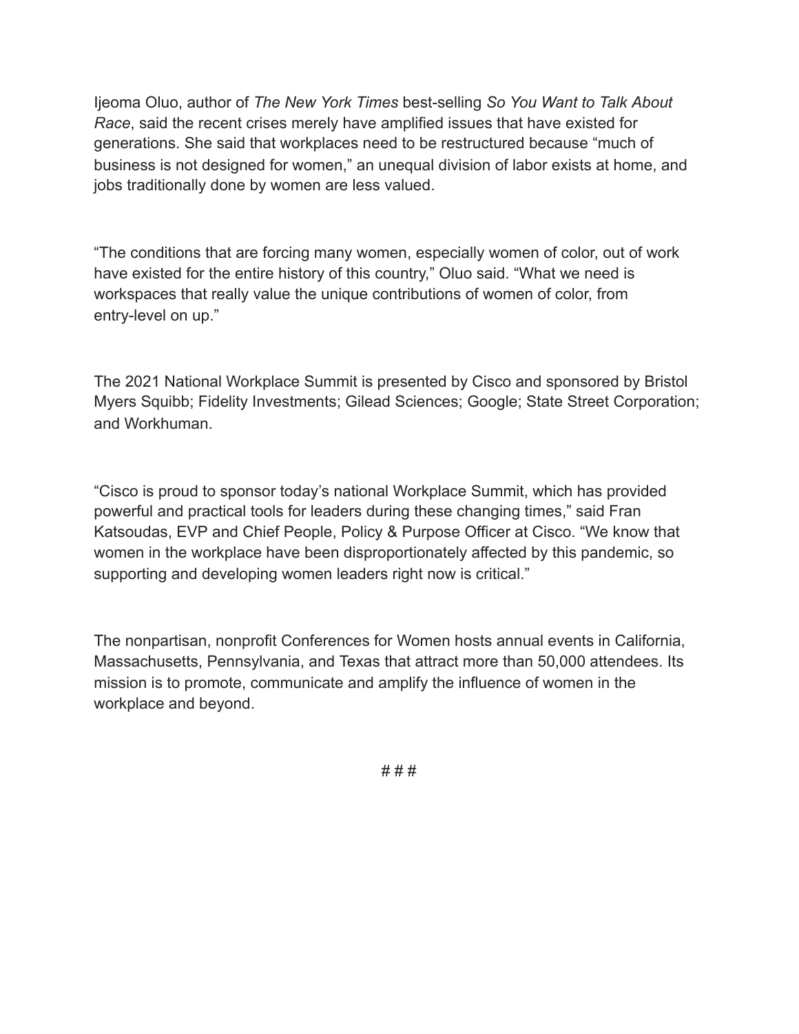Ijeoma Oluo, author of *The New York Times* best-selling *So You Want to Talk About Race*, said the recent crises merely have amplified issues that have existed for generations. She said that workplaces need to be restructured because “much of business is not designed for women,” an unequal division of labor exists at home, and jobs traditionally done by women are less valued.

“The conditions that are forcing many women, especially women of color, out of work have existed for the entire history of this country,” Oluo said. “What we need is workspaces that really value the unique contributions of women of color, from entry-level on up.”

The 2021 National Workplace Summit is presented by Cisco and sponsored by Bristol Myers Squibb; Fidelity Investments; Gilead Sciences; Google; State Street Corporation; and Workhuman.

“Cisco is proud to sponsor today’s national Workplace Summit, which has provided powerful and practical tools for leaders during these changing times,” said Fran Katsoudas, EVP and Chief People, Policy & Purpose Officer at Cisco. “We know that women in the workplace have been disproportionately affected by this pandemic, so supporting and developing women leaders right now is critical.”

The nonpartisan, nonprofit Conferences for Women hosts annual events in California, Massachusetts, Pennsylvania, and Texas that attract more than 50,000 attendees. Its mission is to promote, communicate and amplify the influence of women in the workplace and beyond.

# # #